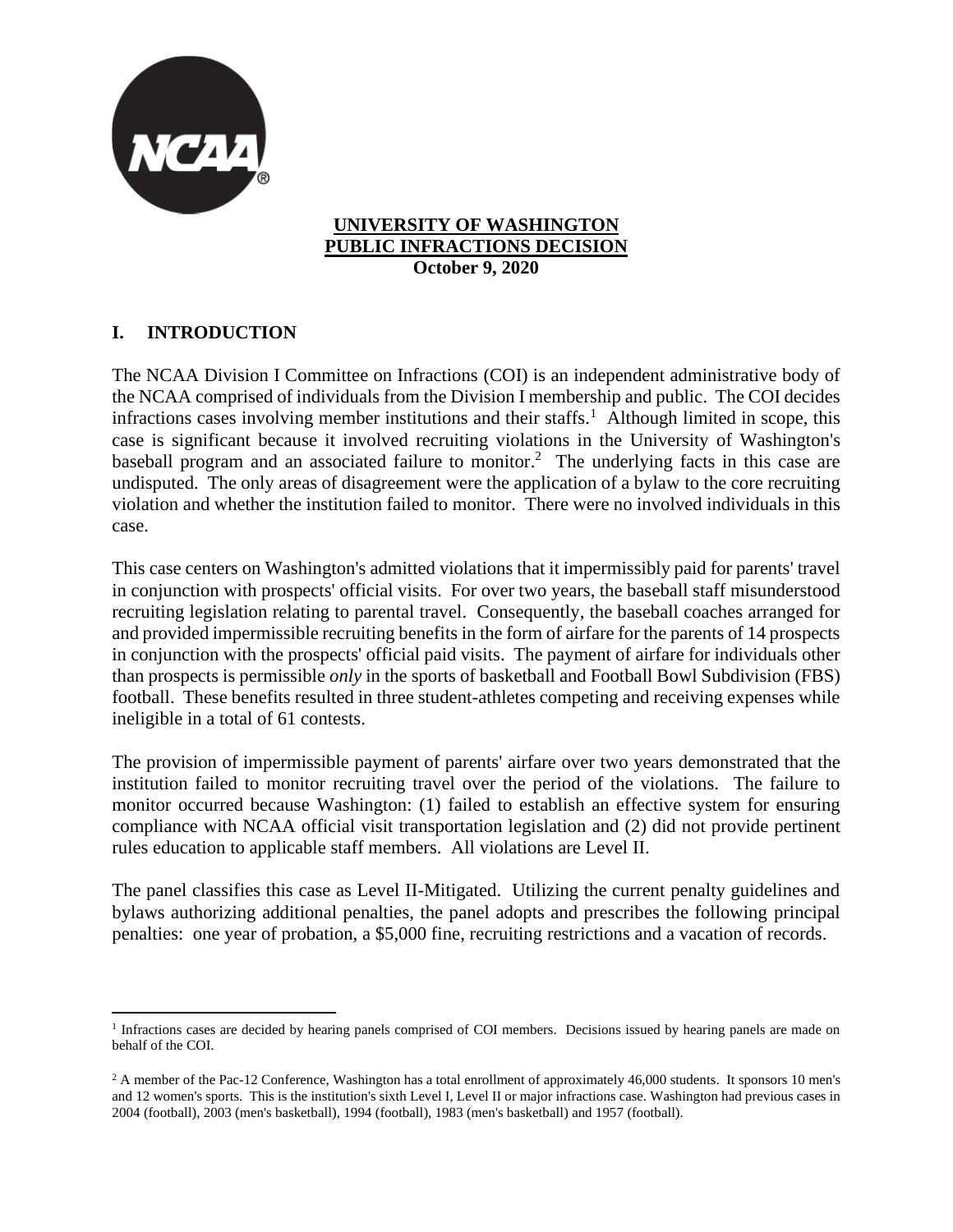**UNIVERSITY OF WASHINGTON**
**PUBLIC INFRACTIONS DECISION**
**October 9, 2020**

## I. INTRODUCTION

The NCAA Division I Committee on Infractions (COI) is an independent administrative body of the NCAA comprised of individuals from the Division I membership and public. The COI decides infractions cases involving member institutions and their staffs.[1] Although limited in scope, this case is significant because it involved recruiting violations in the University of Washington's baseball program and an associated failure to monitor.[2] The underlying facts in this case are undisputed. The only areas of disagreement were the application of a bylaw to the core recruiting violation and whether the institution failed to monitor. There were no involved individuals in this case.

This case centers on Washington's admitted violations that it impermissibly paid for parents' travel in conjunction with prospects' official visits. For over two years, the baseball staff misunderstood recruiting legislation relating to parental travel. Consequently, the baseball coaches arranged for and provided impermissible recruiting benefits in the form of airfare for the parents of 14 prospects in conjunction with the prospects' official paid visits. The payment of airfare for individuals other than prospects is permissible *only* in the sports of basketball and Football Bowl Subdivision (FBS) football. These benefits resulted in three student-athletes competing and receiving expenses while ineligible in a total of 61 contests.

The provision of impermissible payment of parents' airfare over two years demonstrated that the institution failed to monitor recruiting travel over the period of the violations. The failure to monitor occurred because Washington: (1) failed to establish an effective system for ensuring compliance with NCAA official visit transportation legislation and (2) did not provide pertinent rules education to applicable staff members. All violations are Level II.

The panel classifies this case as Level II-Mitigated. Utilizing the current penalty guidelines and bylaws authorizing additional penalties, the panel adopts and prescribes the following principal penalties: one year of probation, a $5,000 fine, recruiting restrictions and a vacation of records.

---

[1] Infractions cases are decided by hearing panels comprised of COI members. Decisions issued by hearing panels are made on behalf of the COI.

[2] A member of the Pac-12 Conference, Washington has a total enrollment of approximately 46,000 students. It sponsors 10 men's and 12 women's sports. This is the institution's sixth Level I, Level II or major infractions case. Washington had previous cases in 2004 (football), 2003 (men's basketball), 1994 (football), 1983 (men's basketball) and 1957 (football).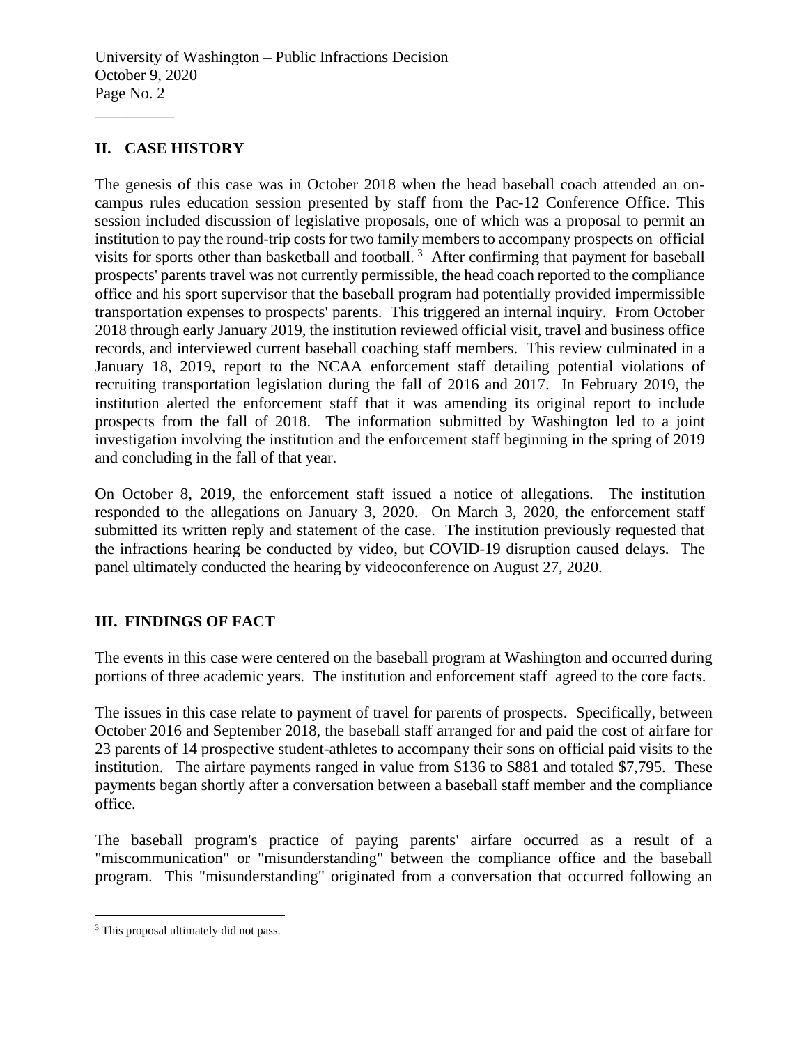## II. CASE HISTORY

The genesis of this case was in October 2018 when the head baseball coach attended an on-campus rules education session presented by staff from the Pac-12 Conference Office. This session included discussion of legislative proposals, one of which was a proposal to permit an institution to pay the round-trip costs for two family members to accompany prospects on official visits for sports other than basketball and football.[3] After confirming that payment for baseball prospects' parents travel was not currently permissible, the head coach reported to the compliance office and his sport supervisor that the baseball program had potentially provided impermissible transportation expenses to prospects' parents. This triggered an internal inquiry. From October 2018 through early January 2019, the institution reviewed official visit, travel and business office records, and interviewed current baseball coaching staff members. This review culminated in a January 18, 2019, report to the NCAA enforcement staff detailing potential violations of recruiting transportation legislation during the fall of 2016 and 2017. In February 2019, the institution alerted the enforcement staff that it was amending its original report to include prospects from the fall of 2018. The information submitted by Washington led to a joint investigation involving the institution and the enforcement staff beginning in the spring of 2019 and concluding in the fall of that year.

On October 8, 2019, the enforcement staff issued a notice of allegations. The institution responded to the allegations on January 3, 2020. On March 3, 2020, the enforcement staff submitted its written reply and statement of the case. The institution previously requested that the infractions hearing be conducted by video, but COVID-19 disruption caused delays. The panel ultimately conducted the hearing by videoconference on August 27, 2020.

## III. FINDINGS OF FACT

The events in this case were centered on the baseball program at Washington and occurred during portions of three academic years. The institution and enforcement staff agreed to the core facts.

The issues in this case relate to payment of travel for parents of prospects. Specifically, between October 2016 and September 2018, the baseball staff arranged for and paid the cost of airfare for 23 parents of 14 prospective student-athletes to accompany their sons on official paid visits to the institution. The airfare payments ranged in value from $136 to $881 and totaled $7,795. These payments began shortly after a conversation between a baseball staff member and the compliance office.

The baseball program's practice of paying parents' airfare occurred as a result of a "miscommunication" or "misunderstanding" between the compliance office and the baseball program. This "misunderstanding" originated from a conversation that occurred following an

[3] This proposal ultimately did not pass.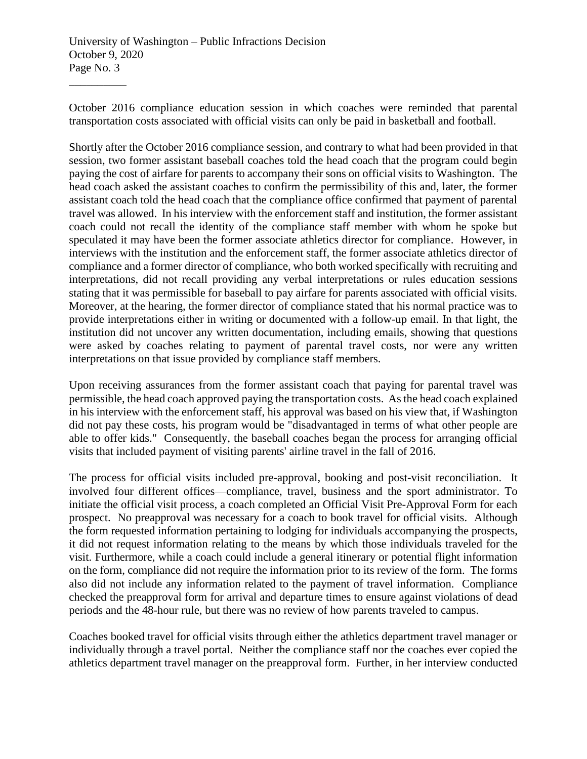October 2016 compliance education session in which coaches were reminded that parental transportation costs associated with official visits can only be paid in basketball and football.

Shortly after the October 2016 compliance session, and contrary to what had been provided in that session, two former assistant baseball coaches told the head coach that the program could begin paying the cost of airfare for parents to accompany their sons on official visits to Washington. The head coach asked the assistant coaches to confirm the permissibility of this and, later, the former assistant coach told the head coach that the compliance office confirmed that payment of parental travel was allowed. In his interview with the enforcement staff and institution, the former assistant coach could not recall the identity of the compliance staff member with whom he spoke but speculated it may have been the former associate athletics director for compliance. However, in interviews with the institution and the enforcement staff, the former associate athletics director of compliance and a former director of compliance, who both worked specifically with recruiting and interpretations, did not recall providing any verbal interpretations or rules education sessions stating that it was permissible for baseball to pay airfare for parents associated with official visits. Moreover, at the hearing, the former director of compliance stated that his normal practice was to provide interpretations either in writing or documented with a follow-up email. In that light, the institution did not uncover any written documentation, including emails, showing that questions were asked by coaches relating to payment of parental travel costs, nor were any written interpretations on that issue provided by compliance staff members.

Upon receiving assurances from the former assistant coach that paying for parental travel was permissible, the head coach approved paying the transportation costs. As the head coach explained in his interview with the enforcement staff, his approval was based on his view that, if Washington did not pay these costs, his program would be "disadvantaged in terms of what other people are able to offer kids." Consequently, the baseball coaches began the process for arranging official visits that included payment of visiting parents' airline travel in the fall of 2016.

The process for official visits included pre-approval, booking and post-visit reconciliation. It involved four different offices—compliance, travel, business and the sport administrator. To initiate the official visit process, a coach completed an Official Visit Pre-Approval Form for each prospect. No preapproval was necessary for a coach to book travel for official visits. Although the form requested information pertaining to lodging for individuals accompanying the prospects, it did not request information relating to the means by which those individuals traveled for the visit. Furthermore, while a coach could include a general itinerary or potential flight information on the form, compliance did not require the information prior to its review of the form. The forms also did not include any information related to the payment of travel information. Compliance checked the preapproval form for arrival and departure times to ensure against violations of dead periods and the 48-hour rule, but there was no review of how parents traveled to campus.

Coaches booked travel for official visits through either the athletics department travel manager or individually through a travel portal. Neither the compliance staff nor the coaches ever copied the athletics department travel manager on the preapproval form. Further, in her interview conducted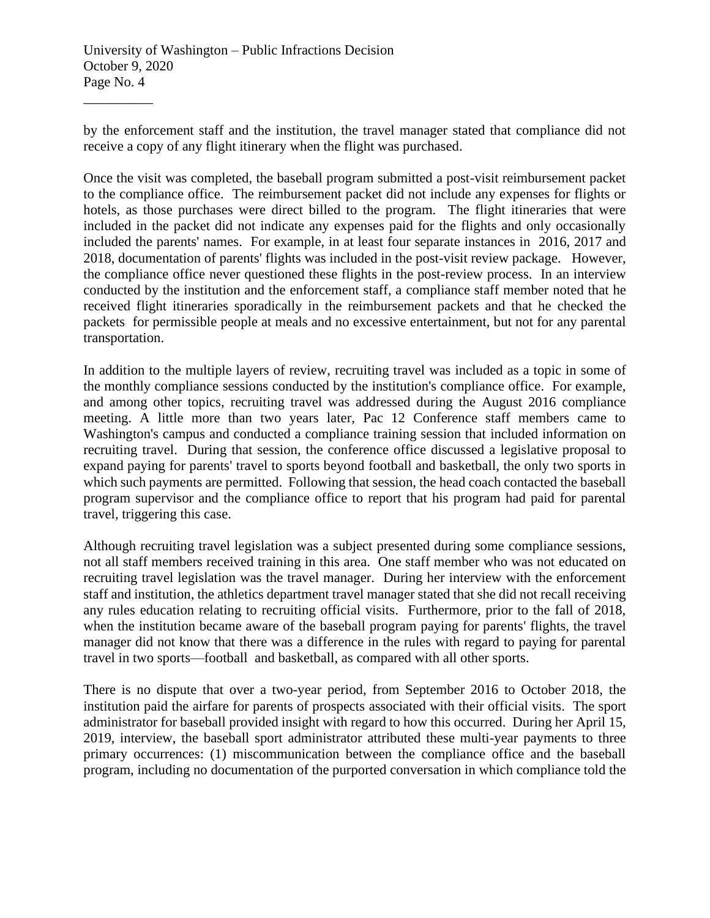by the enforcement staff and the institution, the travel manager stated that compliance did not receive a copy of any flight itinerary when the flight was purchased.

Once the visit was completed, the baseball program submitted a post-visit reimbursement packet to the compliance office. The reimbursement packet did not include any expenses for flights or hotels, as those purchases were direct billed to the program. The flight itineraries that were included in the packet did not indicate any expenses paid for the flights and only occasionally included the parents' names. For example, in at least four separate instances in 2016, 2017 and 2018, documentation of parents' flights was included in the post-visit review package. However, the compliance office never questioned these flights in the post-review process. In an interview conducted by the institution and the enforcement staff, a compliance staff member noted that he received flight itineraries sporadically in the reimbursement packets and that he checked the packets for permissible people at meals and no excessive entertainment, but not for any parental transportation.

In addition to the multiple layers of review, recruiting travel was included as a topic in some of the monthly compliance sessions conducted by the institution's compliance office. For example, and among other topics, recruiting travel was addressed during the August 2016 compliance meeting. A little more than two years later, Pac 12 Conference staff members came to Washington's campus and conducted a compliance training session that included information on recruiting travel. During that session, the conference office discussed a legislative proposal to expand paying for parents' travel to sports beyond football and basketball, the only two sports in which such payments are permitted. Following that session, the head coach contacted the baseball program supervisor and the compliance office to report that his program had paid for parental travel, triggering this case.

Although recruiting travel legislation was a subject presented during some compliance sessions, not all staff members received training in this area. One staff member who was not educated on recruiting travel legislation was the travel manager. During her interview with the enforcement staff and institution, the athletics department travel manager stated that she did not recall receiving any rules education relating to recruiting official visits. Furthermore, prior to the fall of 2018, when the institution became aware of the baseball program paying for parents' flights, the travel manager did not know that there was a difference in the rules with regard to paying for parental travel in two sports—football and basketball, as compared with all other sports.

There is no dispute that over a two-year period, from September 2016 to October 2018, the institution paid the airfare for parents of prospects associated with their official visits. The sport administrator for baseball provided insight with regard to how this occurred. During her April 15, 2019, interview, the baseball sport administrator attributed these multi-year payments to three primary occurrences: (1) miscommunication between the compliance office and the baseball program, including no documentation of the purported conversation in which compliance told the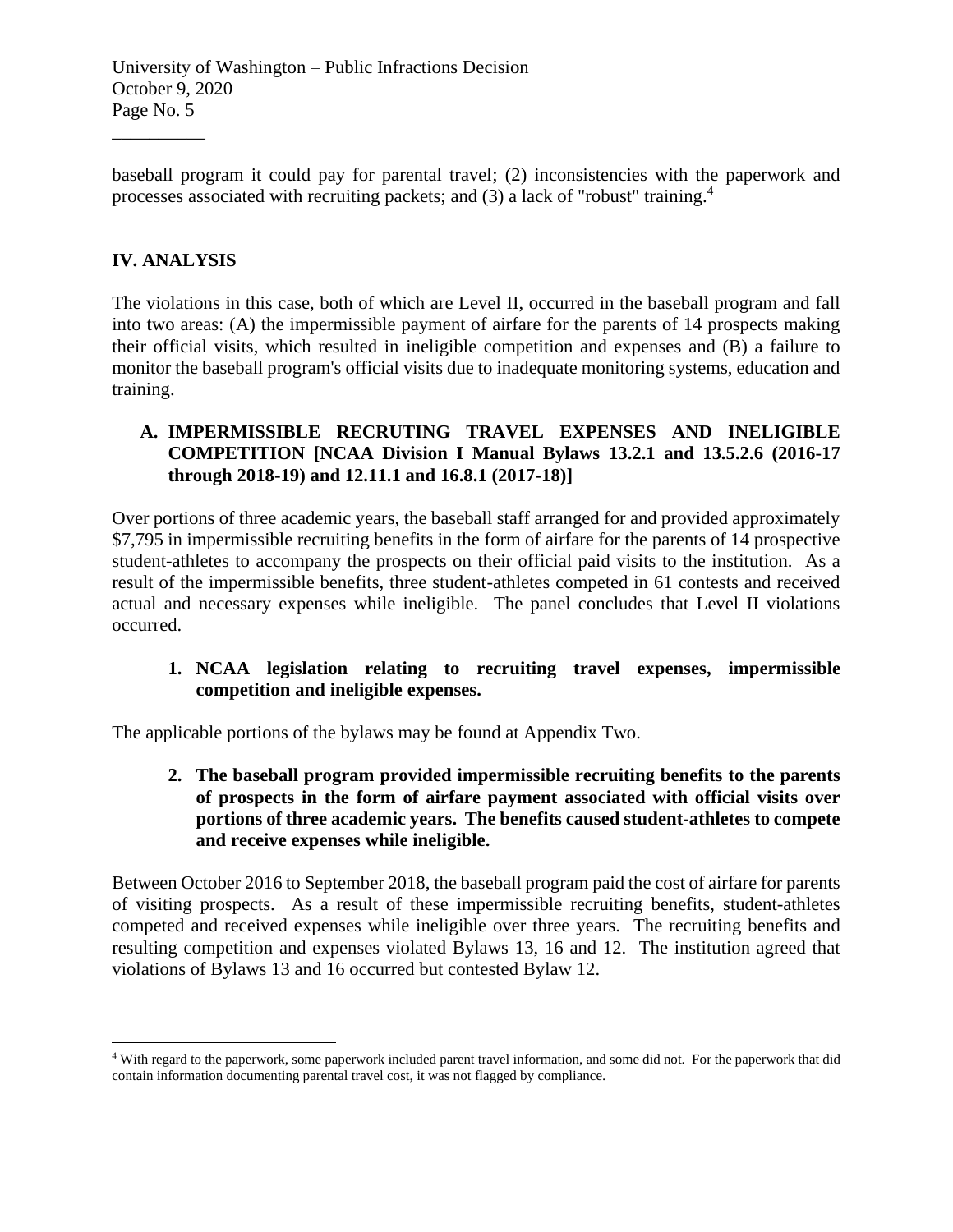baseball program it could pay for parental travel; (2) inconsistencies with the paperwork and processes associated with recruiting packets; and (3) a lack of "robust" training.[4]

## IV. ANALYSIS

The violations in this case, both of which are Level II, occurred in the baseball program and fall into two areas: (A) the impermissible payment of airfare for the parents of 14 prospects making their official visits, which resulted in ineligible competition and expenses and (B) a failure to monitor the baseball program's official visits due to inadequate monitoring systems, education and training.

### A. IMPERMISSIBLE RECRUTING TRAVEL EXPENSES AND INELIGIBLE COMPETITION [NCAA Division I Manual Bylaws 13.2.1 and 13.5.2.6 (2016-17 through 2018-19) and 12.11.1 and 16.8.1 (2017-18)]

Over portions of three academic years, the baseball staff arranged for and provided approximately $7,795 in impermissible recruiting benefits in the form of airfare for the parents of 14 prospective student-athletes to accompany the prospects on their official paid visits to the institution. As a result of the impermissible benefits, three student-athletes competed in 61 contests and received actual and necessary expenses while ineligible. The panel concludes that Level II violations occurred.

#### 1. NCAA legislation relating to recruiting travel expenses, impermissible competition and ineligible expenses.

The applicable portions of the bylaws may be found at Appendix Two.

#### 2. The baseball program provided impermissible recruiting benefits to the parents of prospects in the form of airfare payment associated with official visits over portions of three academic years. The benefits caused student-athletes to compete and receive expenses while ineligible.

Between October 2016 to September 2018, the baseball program paid the cost of airfare for parents of visiting prospects. As a result of these impermissible recruiting benefits, student-athletes competed and received expenses while ineligible over three years. The recruiting benefits and resulting competition and expenses violated Bylaws 13, 16 and 12. The institution agreed that violations of Bylaws 13 and 16 occurred but contested Bylaw 12.

---

[4] With regard to the paperwork, some paperwork included parent travel information, and some did not. For the paperwork that did contain information documenting parental travel cost, it was not flagged by compliance.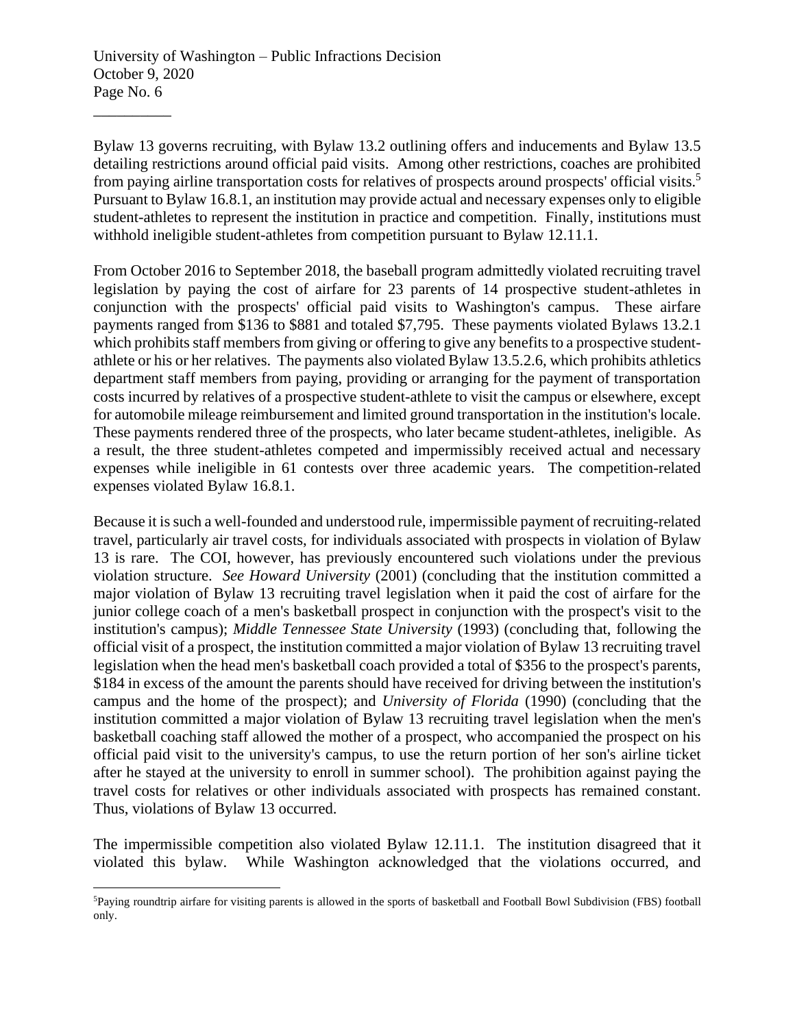Bylaw 13 governs recruiting, with Bylaw 13.2 outlining offers and inducements and Bylaw 13.5 detailing restrictions around official paid visits. Among other restrictions, coaches are prohibited from paying airline transportation costs for relatives of prospects around prospects' official visits.[5] Pursuant to Bylaw 16.8.1, an institution may provide actual and necessary expenses only to eligible student-athletes to represent the institution in practice and competition. Finally, institutions must withhold ineligible student-athletes from competition pursuant to Bylaw 12.11.1.

From October 2016 to September 2018, the baseball program admittedly violated recruiting travel legislation by paying the cost of airfare for 23 parents of 14 prospective student-athletes in conjunction with the prospects' official paid visits to Washington's campus. These airfare payments ranged from $136 to $881 and totaled $7,795. These payments violated Bylaws 13.2.1 which prohibits staff members from giving or offering to give any benefits to a prospective student-athlete or his or her relatives. The payments also violated Bylaw 13.5.2.6, which prohibits athletics department staff members from paying, providing or arranging for the payment of transportation costs incurred by relatives of a prospective student-athlete to visit the campus or elsewhere, except for automobile mileage reimbursement and limited ground transportation in the institution's locale. These payments rendered three of the prospects, who later became student-athletes, ineligible. As a result, the three student-athletes competed and impermissibly received actual and necessary expenses while ineligible in 61 contests over three academic years. The competition-related expenses violated Bylaw 16.8.1.

Because it is such a well-founded and understood rule, impermissible payment of recruiting-related travel, particularly air travel costs, for individuals associated with prospects in violation of Bylaw 13 is rare. The COI, however, has previously encountered such violations under the previous violation structure. *See Howard University* (2001) (concluding that the institution committed a major violation of Bylaw 13 recruiting travel legislation when it paid the cost of airfare for the junior college coach of a men's basketball prospect in conjunction with the prospect's visit to the institution's campus); *Middle Tennessee State University* (1993) (concluding that, following the official visit of a prospect, the institution committed a major violation of Bylaw 13 recruiting travel legislation when the head men's basketball coach provided a total of $356 to the prospect's parents, $184 in excess of the amount the parents should have received for driving between the institution's campus and the home of the prospect); and *University of Florida* (1990) (concluding that the institution committed a major violation of Bylaw 13 recruiting travel legislation when the men's basketball coaching staff allowed the mother of a prospect, who accompanied the prospect on his official paid visit to the university's campus, to use the return portion of her son's airline ticket after he stayed at the university to enroll in summer school). The prohibition against paying the travel costs for relatives or other individuals associated with prospects has remained constant. Thus, violations of Bylaw 13 occurred.

The impermissible competition also violated Bylaw 12.11.1. The institution disagreed that it violated this bylaw. While Washington acknowledged that the violations occurred, and

[5]Paying roundtrip airfare for visiting parents is allowed in the sports of basketball and Football Bowl Subdivision (FBS) football only.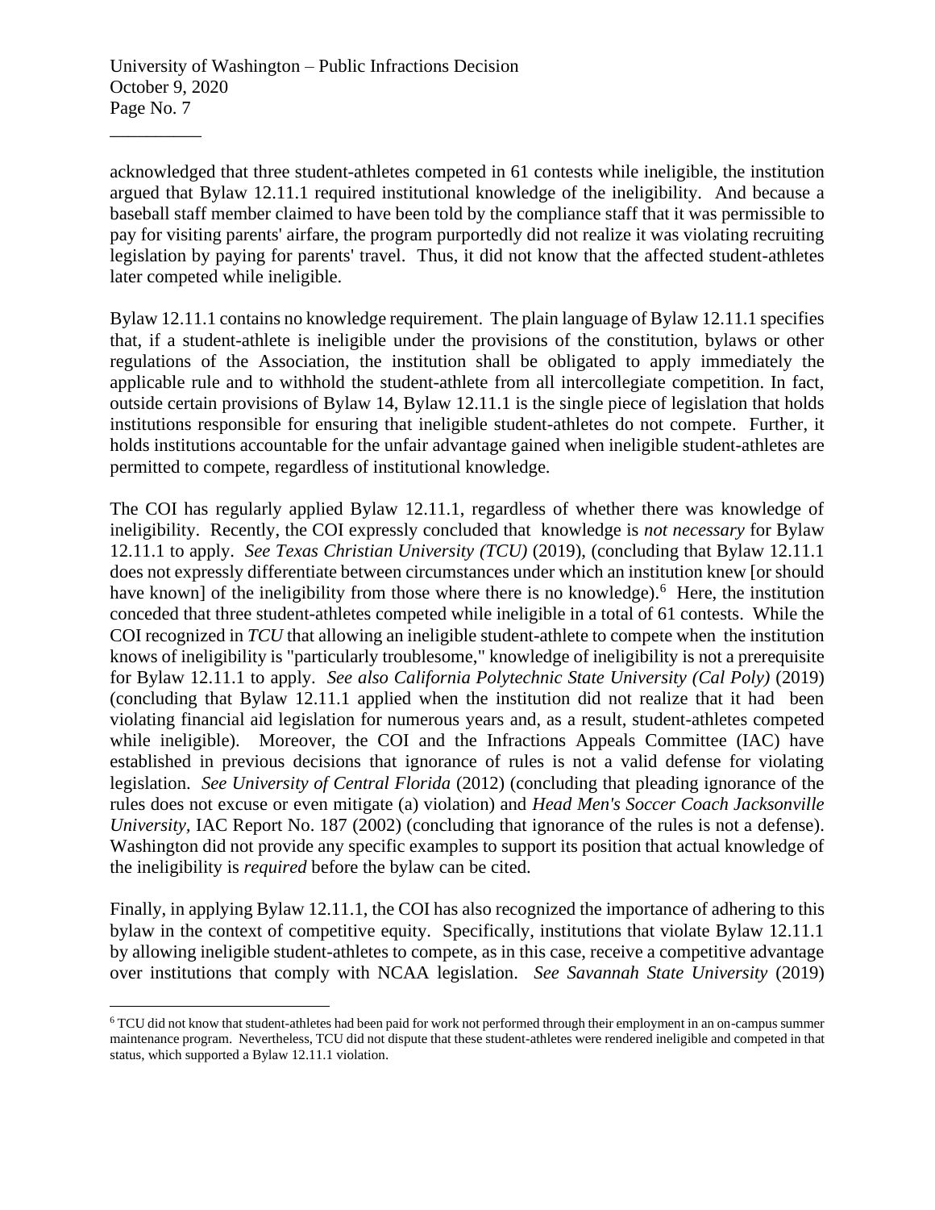acknowledged that three student-athletes competed in 61 contests while ineligible, the institution argued that Bylaw 12.11.1 required institutional knowledge of the ineligibility. And because a baseball staff member claimed to have been told by the compliance staff that it was permissible to pay for visiting parents' airfare, the program purportedly did not realize it was violating recruiting legislation by paying for parents' travel. Thus, it did not know that the affected student-athletes later competed while ineligible.

Bylaw 12.11.1 contains no knowledge requirement. The plain language of Bylaw 12.11.1 specifies that, if a student-athlete is ineligible under the provisions of the constitution, bylaws or other regulations of the Association, the institution shall be obligated to apply immediately the applicable rule and to withhold the student-athlete from all intercollegiate competition. In fact, outside certain provisions of Bylaw 14, Bylaw 12.11.1 is the single piece of legislation that holds institutions responsible for ensuring that ineligible student-athletes do not compete. Further, it holds institutions accountable for the unfair advantage gained when ineligible student-athletes are permitted to compete, regardless of institutional knowledge.

The COI has regularly applied Bylaw 12.11.1, regardless of whether there was knowledge of ineligibility. Recently, the COI expressly concluded that knowledge is *not necessary* for Bylaw 12.11.1 to apply. *See Texas Christian University (TCU)* (2019), (concluding that Bylaw 12.11.1 does not expressly differentiate between circumstances under which an institution knew [or should have known] of the ineligibility from those where there is no knowledge).[6] Here, the institution conceded that three student-athletes competed while ineligible in a total of 61 contests. While the COI recognized in *TCU* that allowing an ineligible student-athlete to compete when the institution knows of ineligibility is "particularly troublesome," knowledge of ineligibility is not a prerequisite for Bylaw 12.11.1 to apply. *See also California Polytechnic State University (Cal Poly)* (2019) (concluding that Bylaw 12.11.1 applied when the institution did not realize that it had been violating financial aid legislation for numerous years and, as a result, student-athletes competed while ineligible). Moreover, the COI and the Infractions Appeals Committee (IAC) have established in previous decisions that ignorance of rules is not a valid defense for violating legislation. *See University of Central Florida* (2012) (concluding that pleading ignorance of the rules does not excuse or even mitigate (a) violation) and *Head Men's Soccer Coach Jacksonville University*, IAC Report No. 187 (2002) (concluding that ignorance of the rules is not a defense). Washington did not provide any specific examples to support its position that actual knowledge of the ineligibility is *required* before the bylaw can be cited.

Finally, in applying Bylaw 12.11.1, the COI has also recognized the importance of adhering to this bylaw in the context of competitive equity. Specifically, institutions that violate Bylaw 12.11.1 by allowing ineligible student-athletes to compete, as in this case, receive a competitive advantage over institutions that comply with NCAA legislation. *See Savannah State University* (2019)

---

[6] TCU did not know that student-athletes had been paid for work not performed through their employment in an on-campus summer maintenance program. Nevertheless, TCU did not dispute that these student-athletes were rendered ineligible and competed in that status, which supported a Bylaw 12.11.1 violation.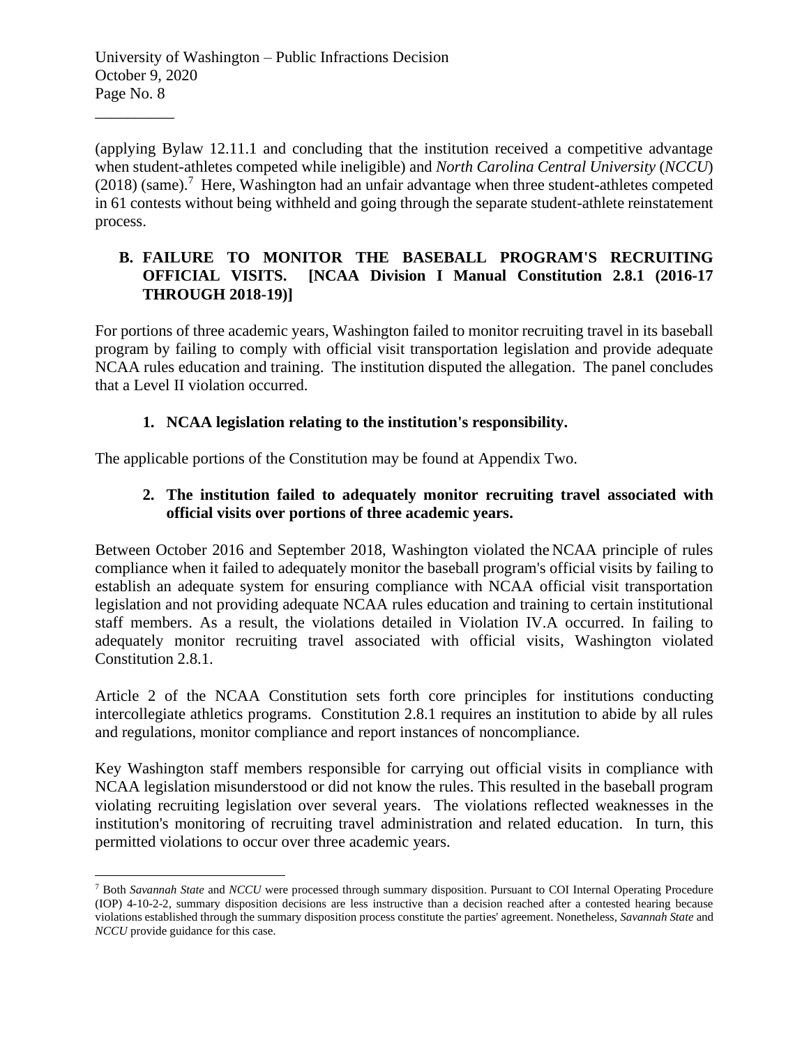(applying Bylaw 12.11.1 and concluding that the institution received a competitive advantage when student-athletes competed while ineligible) and *North Carolina Central University* (*NCCU*) (2018) (same).[7] Here, Washington had an unfair advantage when three student-athletes competed in 61 contests without being withheld and going through the separate student-athlete reinstatement process.

### B. FAILURE TO MONITOR THE BASEBALL PROGRAM'S RECRUITING OFFICIAL VISITS. [NCAA Division I Manual Constitution 2.8.1 (2016-17 THROUGH 2018-19)]

For portions of three academic years, Washington failed to monitor recruiting travel in its baseball program by failing to comply with official visit transportation legislation and provide adequate NCAA rules education and training. The institution disputed the allegation. The panel concludes that a Level II violation occurred.

#### 1. NCAA legislation relating to the institution's responsibility.

The applicable portions of the Constitution may be found at Appendix Two.

#### 2. The institution failed to adequately monitor recruiting travel associated with official visits over portions of three academic years.

Between October 2016 and September 2018, Washington violated the NCAA principle of rules compliance when it failed to adequately monitor the baseball program's official visits by failing to establish an adequate system for ensuring compliance with NCAA official visit transportation legislation and not providing adequate NCAA rules education and training to certain institutional staff members. As a result, the violations detailed in Violation IV.A occurred. In failing to adequately monitor recruiting travel associated with official visits, Washington violated Constitution 2.8.1.

Article 2 of the NCAA Constitution sets forth core principles for institutions conducting intercollegiate athletics programs. Constitution 2.8.1 requires an institution to abide by all rules and regulations, monitor compliance and report instances of noncompliance.

Key Washington staff members responsible for carrying out official visits in compliance with NCAA legislation misunderstood or did not know the rules. This resulted in the baseball program violating recruiting legislation over several years. The violations reflected weaknesses in the institution's monitoring of recruiting travel administration and related education. In turn, this permitted violations to occur over three academic years.

---

[7] Both *Savannah State* and *NCCU* were processed through summary disposition. Pursuant to COI Internal Operating Procedure (IOP) 4-10-2-2, summary disposition decisions are less instructive than a decision reached after a contested hearing because violations established through the summary disposition process constitute the parties' agreement. Nonetheless, *Savannah State* and *NCCU* provide guidance for this case.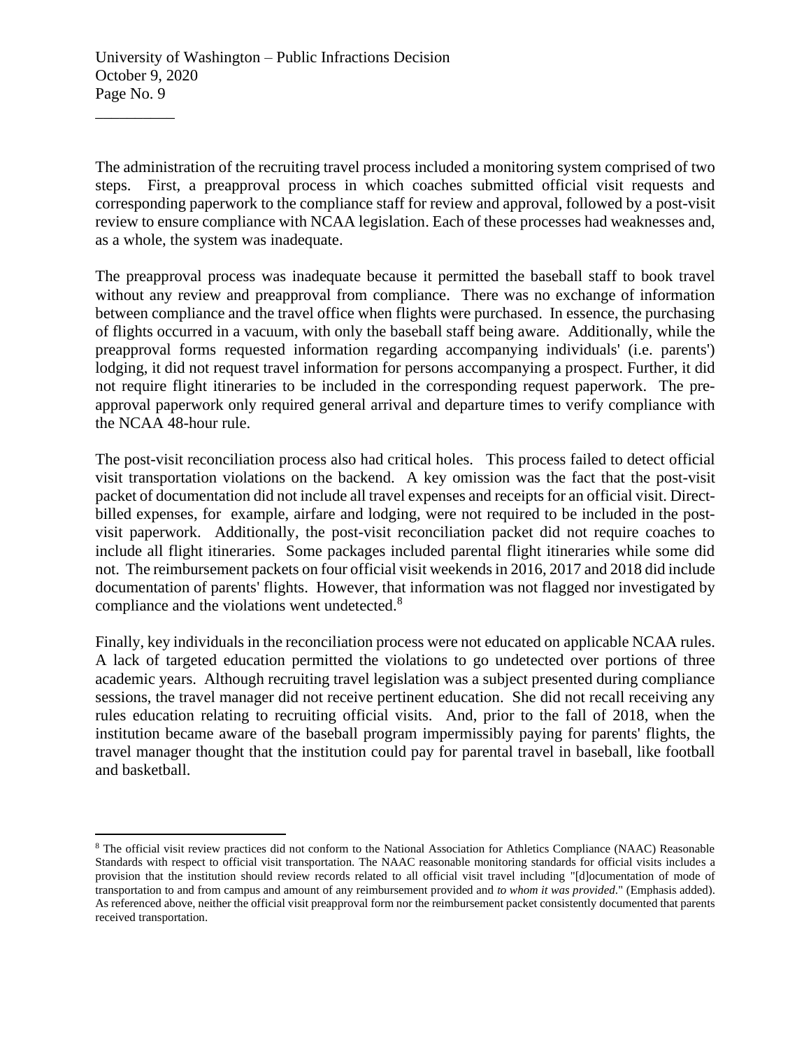The administration of the recruiting travel process included a monitoring system comprised of two steps. First, a preapproval process in which coaches submitted official visit requests and corresponding paperwork to the compliance staff for review and approval, followed by a post-visit review to ensure compliance with NCAA legislation. Each of these processes had weaknesses and, as a whole, the system was inadequate.

The preapproval process was inadequate because it permitted the baseball staff to book travel without any review and preapproval from compliance. There was no exchange of information between compliance and the travel office when flights were purchased. In essence, the purchasing of flights occurred in a vacuum, with only the baseball staff being aware. Additionally, while the preapproval forms requested information regarding accompanying individuals' (i.e. parents') lodging, it did not request travel information for persons accompanying a prospect. Further, it did not require flight itineraries to be included in the corresponding request paperwork. The pre-approval paperwork only required general arrival and departure times to verify compliance with the NCAA 48-hour rule.

The post-visit reconciliation process also had critical holes. This process failed to detect official visit transportation violations on the backend. A key omission was the fact that the post-visit packet of documentation did not include all travel expenses and receipts for an official visit. Direct-billed expenses, for example, airfare and lodging, were not required to be included in the post-visit paperwork. Additionally, the post-visit reconciliation packet did not require coaches to include all flight itineraries. Some packages included parental flight itineraries while some did not. The reimbursement packets on four official visit weekends in 2016, 2017 and 2018 did include documentation of parents' flights. However, that information was not flagged nor investigated by compliance and the violations went undetected.[8]

Finally, key individuals in the reconciliation process were not educated on applicable NCAA rules. A lack of targeted education permitted the violations to go undetected over portions of three academic years. Although recruiting travel legislation was a subject presented during compliance sessions, the travel manager did not receive pertinent education. She did not recall receiving any rules education relating to recruiting official visits. And, prior to the fall of 2018, when the institution became aware of the baseball program impermissibly paying for parents' flights, the travel manager thought that the institution could pay for parental travel in baseball, like football and basketball.

---

[8] The official visit review practices did not conform to the National Association for Athletics Compliance (NAAC) Reasonable Standards with respect to official visit transportation. The NAAC reasonable monitoring standards for official visits includes a provision that the institution should review records related to all official visit travel including "[d]ocumentation of mode of transportation to and from campus and amount of any reimbursement provided and *to whom it was provided*." (Emphasis added). As referenced above, neither the official visit preapproval form nor the reimbursement packet consistently documented that parents received transportation.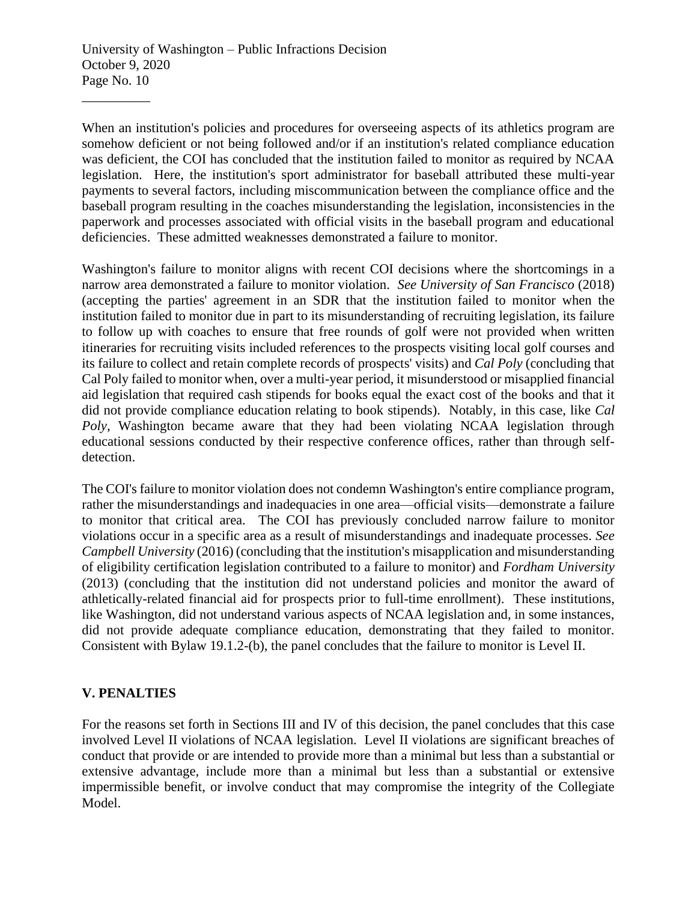When an institution's policies and procedures for overseeing aspects of its athletics program are somehow deficient or not being followed and/or if an institution's related compliance education was deficient, the COI has concluded that the institution failed to monitor as required by NCAA legislation. Here, the institution's sport administrator for baseball attributed these multi-year payments to several factors, including miscommunication between the compliance office and the baseball program resulting in the coaches misunderstanding the legislation, inconsistencies in the paperwork and processes associated with official visits in the baseball program and educational deficiencies. These admitted weaknesses demonstrated a failure to monitor.

Washington's failure to monitor aligns with recent COI decisions where the shortcomings in a narrow area demonstrated a failure to monitor violation. *See University of San Francisco* (2018) (accepting the parties' agreement in an SDR that the institution failed to monitor when the institution failed to monitor due in part to its misunderstanding of recruiting legislation, its failure to follow up with coaches to ensure that free rounds of golf were not provided when written itineraries for recruiting visits included references to the prospects visiting local golf courses and its failure to collect and retain complete records of prospects' visits) and *Cal Poly* (concluding that Cal Poly failed to monitor when, over a multi-year period, it misunderstood or misapplied financial aid legislation that required cash stipends for books equal the exact cost of the books and that it did not provide compliance education relating to book stipends). Notably, in this case, like *Cal Poly*, Washington became aware that they had been violating NCAA legislation through educational sessions conducted by their respective conference offices, rather than through self-detection.

The COI's failure to monitor violation does not condemn Washington's entire compliance program, rather the misunderstandings and inadequacies in one area—official visits—demonstrate a failure to monitor that critical area. The COI has previously concluded narrow failure to monitor violations occur in a specific area as a result of misunderstandings and inadequate processes. *See Campbell University* (2016) (concluding that the institution's misapplication and misunderstanding of eligibility certification legislation contributed to a failure to monitor) and *Fordham University* (2013) (concluding that the institution did not understand policies and monitor the award of athletically-related financial aid for prospects prior to full-time enrollment). These institutions, like Washington, did not understand various aspects of NCAA legislation and, in some instances, did not provide adequate compliance education, demonstrating that they failed to monitor. Consistent with Bylaw 19.1.2-(b), the panel concludes that the failure to monitor is Level II.

## V. PENALTIES

For the reasons set forth in Sections III and IV of this decision, the panel concludes that this case involved Level II violations of NCAA legislation. Level II violations are significant breaches of conduct that provide or are intended to provide more than a minimal but less than a substantial or extensive advantage, include more than a minimal but less than a substantial or extensive impermissible benefit, or involve conduct that may compromise the integrity of the Collegiate Model.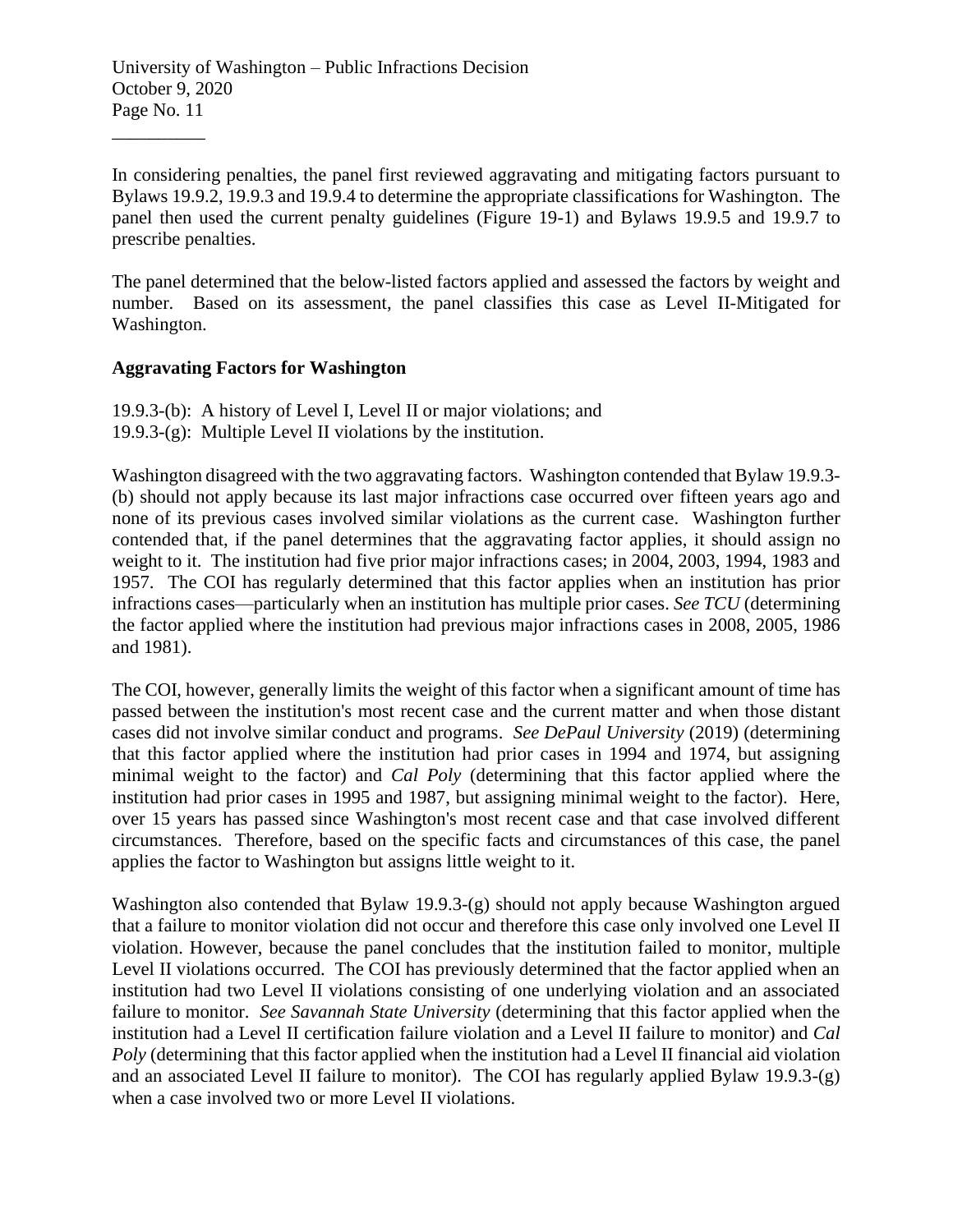In considering penalties, the panel first reviewed aggravating and mitigating factors pursuant to Bylaws 19.9.2, 19.9.3 and 19.9.4 to determine the appropriate classifications for Washington. The panel then used the current penalty guidelines (Figure 19-1) and Bylaws 19.9.5 and 19.9.7 to prescribe penalties.

The panel determined that the below-listed factors applied and assessed the factors by weight and number. Based on its assessment, the panel classifies this case as Level II-Mitigated for Washington.

**Aggravating Factors for Washington**

19.9.3-(b): A history of Level I, Level II or major violations; and
19.9.3-(g): Multiple Level II violations by the institution.

Washington disagreed with the two aggravating factors. Washington contended that Bylaw 19.9.3-(b) should not apply because its last major infractions case occurred over fifteen years ago and none of its previous cases involved similar violations as the current case. Washington further contended that, if the panel determines that the aggravating factor applies, it should assign no weight to it. The institution had five prior major infractions cases; in 2004, 2003, 1994, 1983 and 1957. The COI has regularly determined that this factor applies when an institution has prior infractions cases—particularly when an institution has multiple prior cases. *See TCU* (determining the factor applied where the institution had previous major infractions cases in 2008, 2005, 1986 and 1981).

The COI, however, generally limits the weight of this factor when a significant amount of time has passed between the institution's most recent case and the current matter and when those distant cases did not involve similar conduct and programs. *See DePaul University* (2019) (determining that this factor applied where the institution had prior cases in 1994 and 1974, but assigning minimal weight to the factor) and *Cal Poly* (determining that this factor applied where the institution had prior cases in 1995 and 1987, but assigning minimal weight to the factor). Here, over 15 years has passed since Washington's most recent case and that case involved different circumstances. Therefore, based on the specific facts and circumstances of this case, the panel applies the factor to Washington but assigns little weight to it.

Washington also contended that Bylaw 19.9.3-(g) should not apply because Washington argued that a failure to monitor violation did not occur and therefore this case only involved one Level II violation. However, because the panel concludes that the institution failed to monitor, multiple Level II violations occurred. The COI has previously determined that the factor applied when an institution had two Level II violations consisting of one underlying violation and an associated failure to monitor. *See Savannah State University* (determining that this factor applied when the institution had a Level II certification failure violation and a Level II failure to monitor) and *Cal Poly* (determining that this factor applied when the institution had a Level II financial aid violation and an associated Level II failure to monitor). The COI has regularly applied Bylaw 19.9.3-(g) when a case involved two or more Level II violations.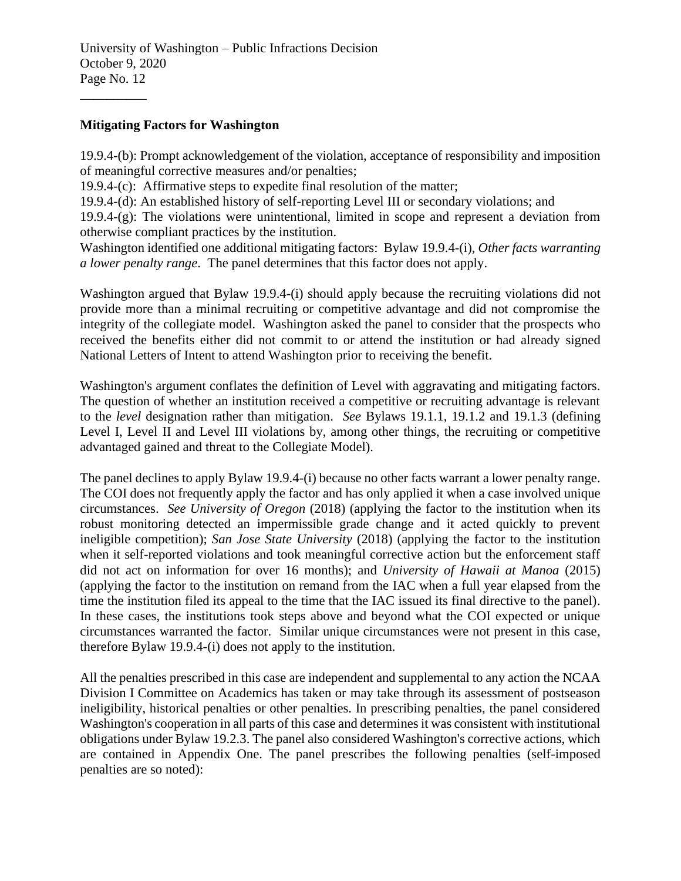**Mitigating Factors for Washington**

19.9.4-(b): Prompt acknowledgement of the violation, acceptance of responsibility and imposition of meaningful corrective measures and/or penalties;
19.9.4-(c): Affirmative steps to expedite final resolution of the matter;
19.9.4-(d): An established history of self-reporting Level III or secondary violations; and
19.9.4-(g): The violations were unintentional, limited in scope and represent a deviation from otherwise compliant practices by the institution.
Washington identified one additional mitigating factors: Bylaw 19.9.4-(i), *Other facts warranting a lower penalty range*. The panel determines that this factor does not apply.

Washington argued that Bylaw 19.9.4-(i) should apply because the recruiting violations did not provide more than a minimal recruiting or competitive advantage and did not compromise the integrity of the collegiate model. Washington asked the panel to consider that the prospects who received the benefits either did not commit to or attend the institution or had already signed National Letters of Intent to attend Washington prior to receiving the benefit.

Washington's argument conflates the definition of Level with aggravating and mitigating factors. The question of whether an institution received a competitive or recruiting advantage is relevant to the *level* designation rather than mitigation. *See* Bylaws 19.1.1, 19.1.2 and 19.1.3 (defining Level I, Level II and Level III violations by, among other things, the recruiting or competitive advantaged gained and threat to the Collegiate Model).

The panel declines to apply Bylaw 19.9.4-(i) because no other facts warrant a lower penalty range. The COI does not frequently apply the factor and has only applied it when a case involved unique circumstances. *See University of Oregon* (2018) (applying the factor to the institution when its robust monitoring detected an impermissible grade change and it acted quickly to prevent ineligible competition); *San Jose State University* (2018) (applying the factor to the institution when it self-reported violations and took meaningful corrective action but the enforcement staff did not act on information for over 16 months); and *University of Hawaii at Manoa* (2015) (applying the factor to the institution on remand from the IAC when a full year elapsed from the time the institution filed its appeal to the time that the IAC issued its final directive to the panel). In these cases, the institutions took steps above and beyond what the COI expected or unique circumstances warranted the factor. Similar unique circumstances were not present in this case, therefore Bylaw 19.9.4-(i) does not apply to the institution.

All the penalties prescribed in this case are independent and supplemental to any action the NCAA Division I Committee on Academics has taken or may take through its assessment of postseason ineligibility, historical penalties or other penalties. In prescribing penalties, the panel considered Washington's cooperation in all parts of this case and determines it was consistent with institutional obligations under Bylaw 19.2.3. The panel also considered Washington's corrective actions, which are contained in Appendix One. The panel prescribes the following penalties (self-imposed penalties are so noted):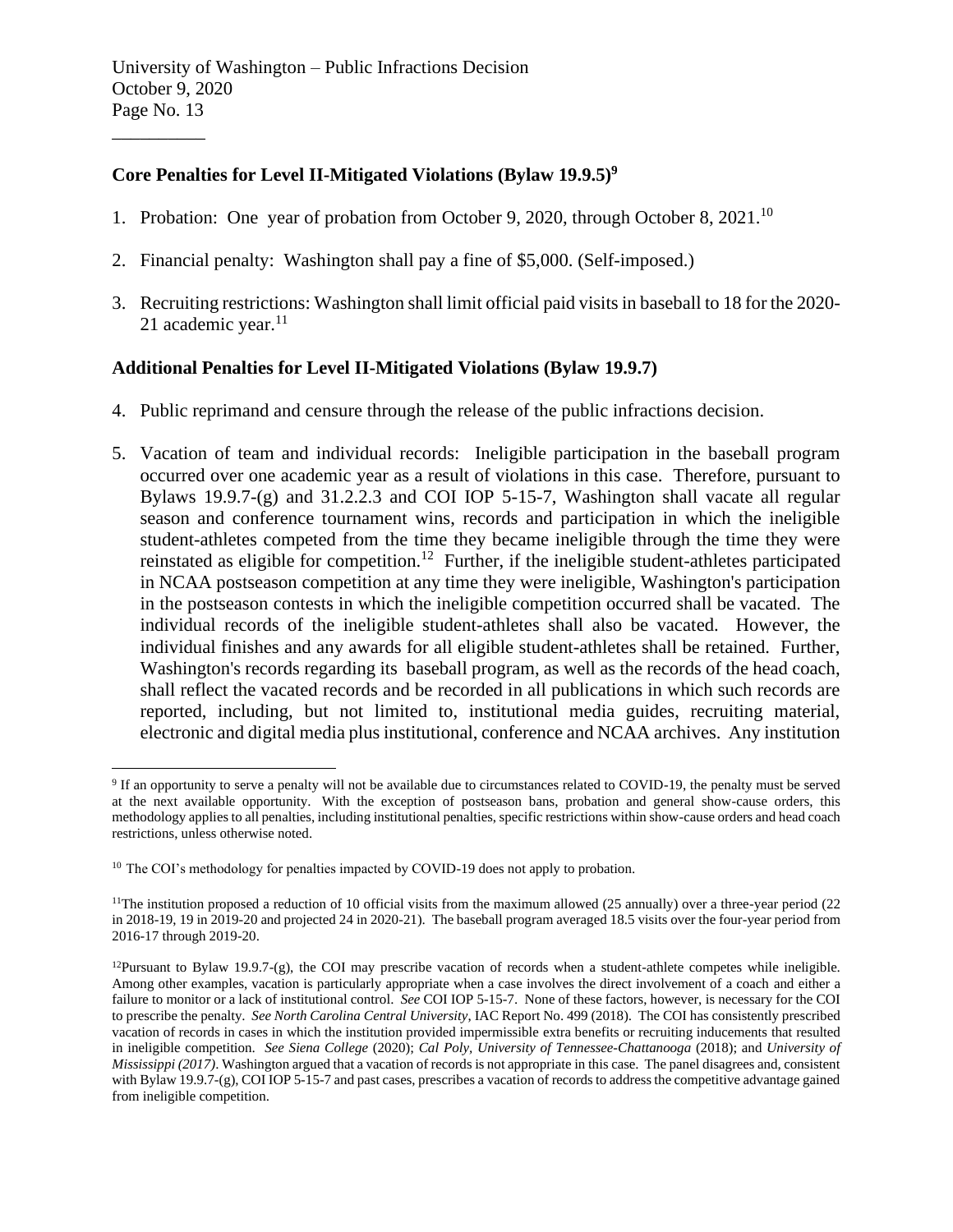### Core Penalties for Level II-Mitigated Violations (Bylaw 19.9.5)[9]

1. Probation: One year of probation from October 9, 2020, through October 8, 2021.[10]

2. Financial penalty: Washington shall pay a fine of $5,000. (Self-imposed.)

3. Recruiting restrictions: Washington shall limit official paid visits in baseball to 18 for the 2020-21 academic year.[11]

### Additional Penalties for Level II-Mitigated Violations (Bylaw 19.9.7)

4. Public reprimand and censure through the release of the public infractions decision.

5. Vacation of team and individual records: Ineligible participation in the baseball program occurred over one academic year as a result of violations in this case. Therefore, pursuant to Bylaws 19.9.7-(g) and 31.2.2.3 and COI IOP 5-15-7, Washington shall vacate all regular season and conference tournament wins, records and participation in which the ineligible student-athletes competed from the time they became ineligible through the time they were reinstated as eligible for competition.[12] Further, if the ineligible student-athletes participated in NCAA postseason competition at any time they were ineligible, Washington's participation in the postseason contests in which the ineligible competition occurred shall be vacated. The individual records of the ineligible student-athletes shall also be vacated. However, the individual finishes and any awards for all eligible student-athletes shall be retained. Further, Washington's records regarding its baseball program, as well as the records of the head coach, shall reflect the vacated records and be recorded in all publications in which such records are reported, including, but not limited to, institutional media guides, recruiting material, electronic and digital media plus institutional, conference and NCAA archives. Any institution

---

[9] If an opportunity to serve a penalty will not be available due to circumstances related to COVID-19, the penalty must be served at the next available opportunity. With the exception of postseason bans, probation and general show-cause orders, this methodology applies to all penalties, including institutional penalties, specific restrictions within show-cause orders and head coach restrictions, unless otherwise noted.

[10] The COI's methodology for penalties impacted by COVID-19 does not apply to probation.

[11] The institution proposed a reduction of 10 official visits from the maximum allowed (25 annually) over a three-year period (22 in 2018-19, 19 in 2019-20 and projected 24 in 2020-21). The baseball program averaged 18.5 visits over the four-year period from 2016-17 through 2019-20.

[12] Pursuant to Bylaw 19.9.7-(g), the COI may prescribe vacation of records when a student-athlete competes while ineligible. Among other examples, vacation is particularly appropriate when a case involves the direct involvement of a coach and either a failure to monitor or a lack of institutional control. *See* COI IOP 5-15-7. None of these factors, however, is necessary for the COI to prescribe the penalty. *See North Carolina Central University*, IAC Report No. 499 (2018). The COI has consistently prescribed vacation of records in cases in which the institution provided impermissible extra benefits or recruiting inducements that resulted in ineligible competition. *See Siena College* (2020); *Cal Poly, University of Tennessee-Chattanooga* (2018); and *University of Mississippi (2017)*. Washington argued that a vacation of records is not appropriate in this case. The panel disagrees and, consistent with Bylaw 19.9.7-(g), COI IOP 5-15-7 and past cases, prescribes a vacation of records to address the competitive advantage gained from ineligible competition.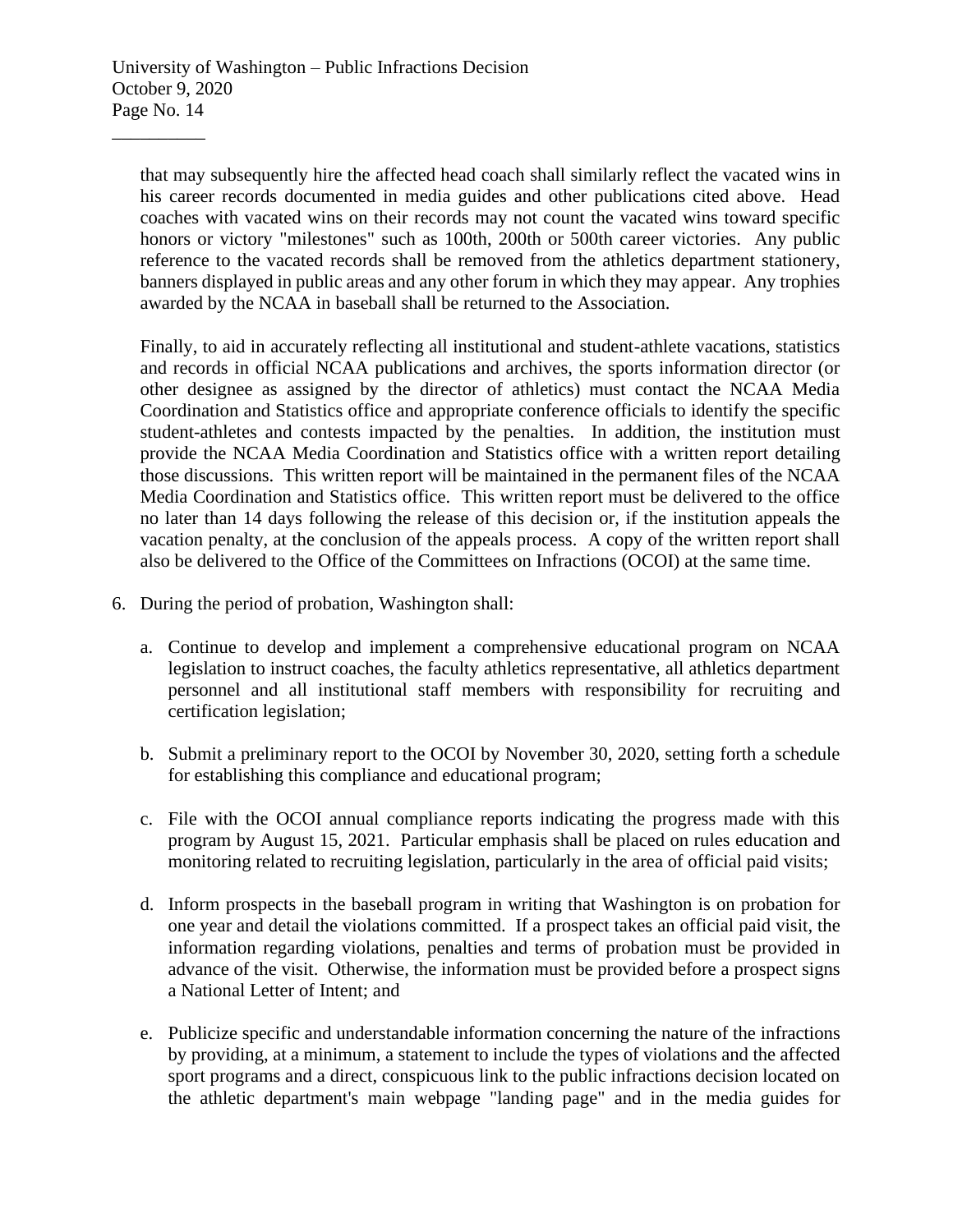that may subsequently hire the affected head coach shall similarly reflect the vacated wins in his career records documented in media guides and other publications cited above. Head coaches with vacated wins on their records may not count the vacated wins toward specific honors or victory "milestones" such as 100th, 200th or 500th career victories. Any public reference to the vacated records shall be removed from the athletics department stationery, banners displayed in public areas and any other forum in which they may appear. Any trophies awarded by the NCAA in baseball shall be returned to the Association.

Finally, to aid in accurately reflecting all institutional and student-athlete vacations, statistics and records in official NCAA publications and archives, the sports information director (or other designee as assigned by the director of athletics) must contact the NCAA Media Coordination and Statistics office and appropriate conference officials to identify the specific student-athletes and contests impacted by the penalties. In addition, the institution must provide the NCAA Media Coordination and Statistics office with a written report detailing those discussions. This written report will be maintained in the permanent files of the NCAA Media Coordination and Statistics office. This written report must be delivered to the office no later than 14 days following the release of this decision or, if the institution appeals the vacation penalty, at the conclusion of the appeals process. A copy of the written report shall also be delivered to the Office of the Committees on Infractions (OCOI) at the same time.

6. During the period of probation, Washington shall:

   a. Continue to develop and implement a comprehensive educational program on NCAA legislation to instruct coaches, the faculty athletics representative, all athletics department personnel and all institutional staff members with responsibility for recruiting and certification legislation;

   b. Submit a preliminary report to the OCOI by November 30, 2020, setting forth a schedule for establishing this compliance and educational program;

   c. File with the OCOI annual compliance reports indicating the progress made with this program by August 15, 2021. Particular emphasis shall be placed on rules education and monitoring related to recruiting legislation, particularly in the area of official paid visits;

   d. Inform prospects in the baseball program in writing that Washington is on probation for one year and detail the violations committed. If a prospect takes an official paid visit, the information regarding violations, penalties and terms of probation must be provided in advance of the visit. Otherwise, the information must be provided before a prospect signs a National Letter of Intent; and

   e. Publicize specific and understandable information concerning the nature of the infractions by providing, at a minimum, a statement to include the types of violations and the affected sport programs and a direct, conspicuous link to the public infractions decision located on the athletic department's main webpage "landing page" and in the media guides for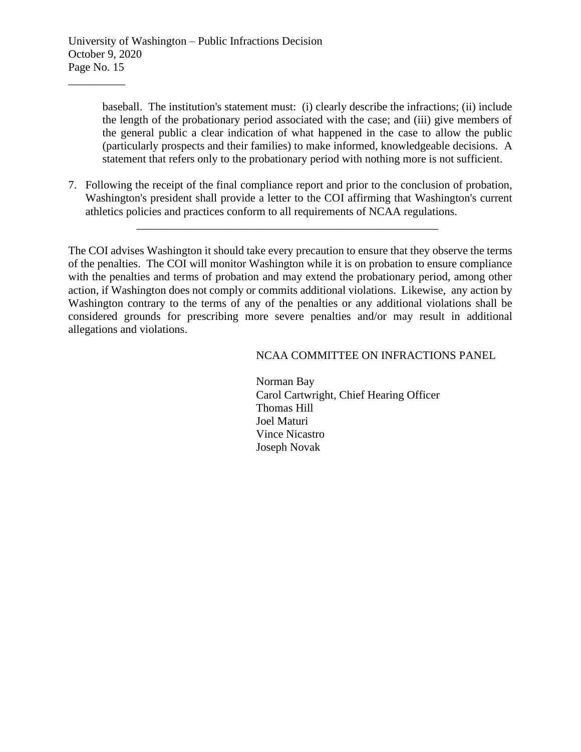baseball. The institution's statement must: (i) clearly describe the infractions; (ii) include the length of the probationary period associated with the case; and (iii) give members of the general public a clear indication of what happened in the case to allow the public (particularly prospects and their families) to make informed, knowledgeable decisions. A statement that refers only to the probationary period with nothing more is not sufficient.

7. Following the receipt of the final compliance report and prior to the conclusion of probation, Washington's president shall provide a letter to the COI affirming that Washington's current athletics policies and practices conform to all requirements of NCAA regulations.

---

The COI advises Washington it should take every precaution to ensure that they observe the terms of the penalties. The COI will monitor Washington while it is on probation to ensure compliance with the penalties and terms of probation and may extend the probationary period, among other action, if Washington does not comply or commits additional violations. Likewise, any action by Washington contrary to the terms of any of the penalties or any additional violations shall be considered grounds for prescribing more severe penalties and/or may result in additional allegations and violations.

NCAA COMMITTEE ON INFRACTIONS PANEL

Norman Bay
Carol Cartwright, Chief Hearing Officer
Thomas Hill
Joel Maturi
Vince Nicastro
Joseph Novak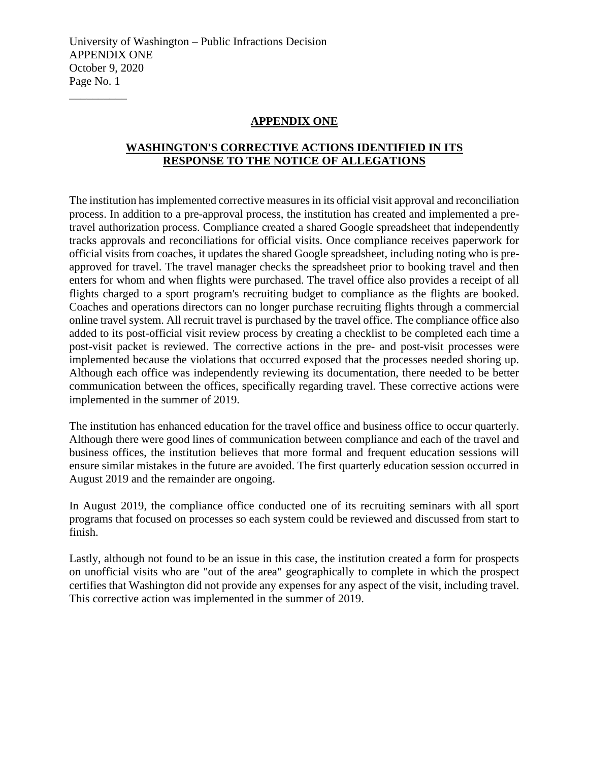## APPENDIX ONE

## WASHINGTON'S CORRECTIVE ACTIONS IDENTIFIED IN ITS RESPONSE TO THE NOTICE OF ALLEGATIONS

The institution has implemented corrective measures in its official visit approval and reconciliation process. In addition to a pre-approval process, the institution has created and implemented a pre-travel authorization process. Compliance created a shared Google spreadsheet that independently tracks approvals and reconciliations for official visits. Once compliance receives paperwork for official visits from coaches, it updates the shared Google spreadsheet, including noting who is pre-approved for travel. The travel manager checks the spreadsheet prior to booking travel and then enters for whom and when flights were purchased. The travel office also provides a receipt of all flights charged to a sport program's recruiting budget to compliance as the flights are booked. Coaches and operations directors can no longer purchase recruiting flights through a commercial online travel system. All recruit travel is purchased by the travel office. The compliance office also added to its post-official visit review process by creating a checklist to be completed each time a post-visit packet is reviewed. The corrective actions in the pre- and post-visit processes were implemented because the violations that occurred exposed that the processes needed shoring up. Although each office was independently reviewing its documentation, there needed to be better communication between the offices, specifically regarding travel. These corrective actions were implemented in the summer of 2019.

The institution has enhanced education for the travel office and business office to occur quarterly. Although there were good lines of communication between compliance and each of the travel and business offices, the institution believes that more formal and frequent education sessions will ensure similar mistakes in the future are avoided. The first quarterly education session occurred in August 2019 and the remainder are ongoing.

In August 2019, the compliance office conducted one of its recruiting seminars with all sport programs that focused on processes so each system could be reviewed and discussed from start to finish.

Lastly, although not found to be an issue in this case, the institution created a form for prospects on unofficial visits who are "out of the area" geographically to complete in which the prospect certifies that Washington did not provide any expenses for any aspect of the visit, including travel. This corrective action was implemented in the summer of 2019.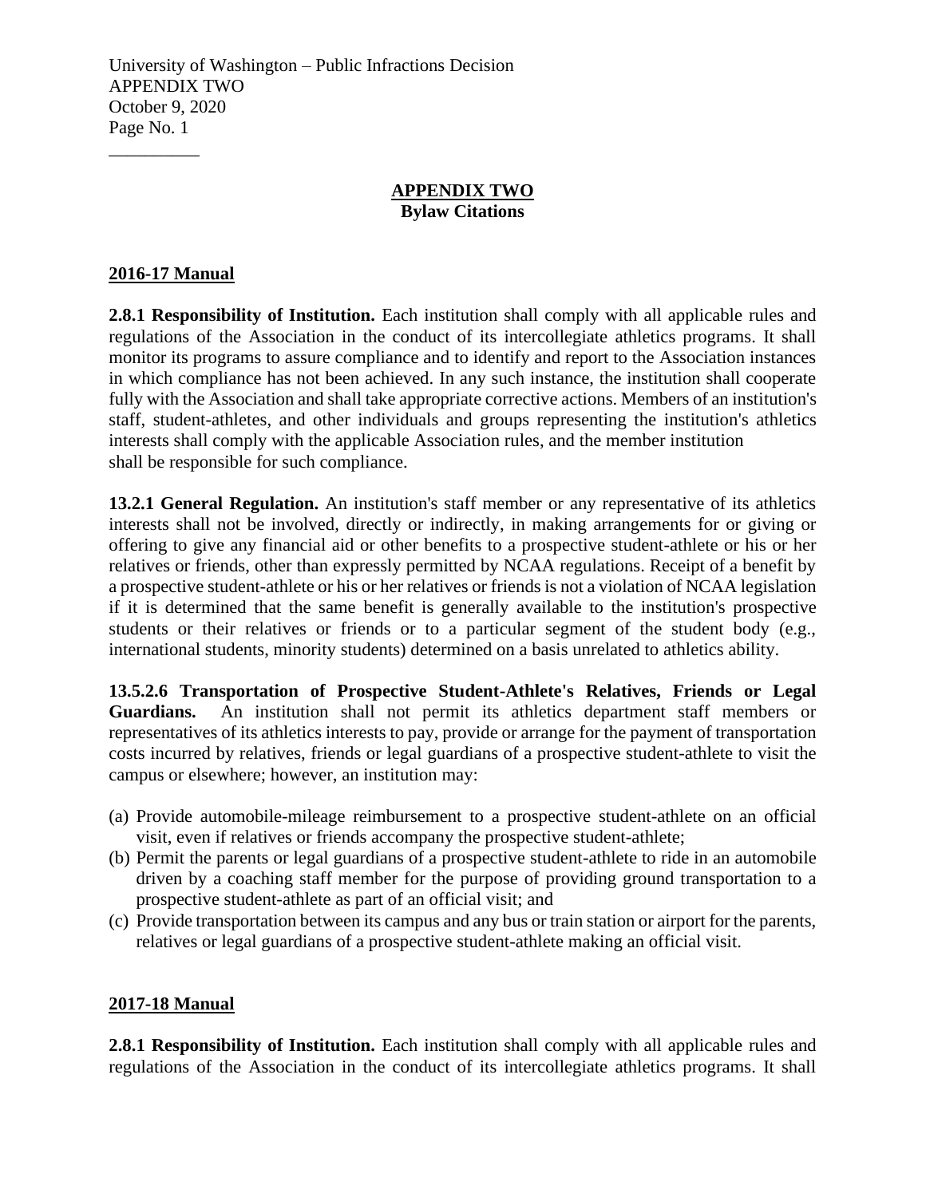## APPENDIX TWO
**Bylaw Citations**

### 2016-17 Manual

**2.8.1 Responsibility of Institution.** Each institution shall comply with all applicable rules and regulations of the Association in the conduct of its intercollegiate athletics programs. It shall monitor its programs to assure compliance and to identify and report to the Association instances in which compliance has not been achieved. In any such instance, the institution shall cooperate fully with the Association and shall take appropriate corrective actions. Members of an institution's staff, student-athletes, and other individuals and groups representing the institution's athletics interests shall comply with the applicable Association rules, and the member institution shall be responsible for such compliance.

**13.2.1 General Regulation.** An institution's staff member or any representative of its athletics interests shall not be involved, directly or indirectly, in making arrangements for or giving or offering to give any financial aid or other benefits to a prospective student-athlete or his or her relatives or friends, other than expressly permitted by NCAA regulations. Receipt of a benefit by a prospective student-athlete or his or her relatives or friends is not a violation of NCAA legislation if it is determined that the same benefit is generally available to the institution's prospective students or their relatives or friends or to a particular segment of the student body (e.g., international students, minority students) determined on a basis unrelated to athletics ability.

**13.5.2.6 Transportation of Prospective Student-Athlete's Relatives, Friends or Legal Guardians.** An institution shall not permit its athletics department staff members or representatives of its athletics interests to pay, provide or arrange for the payment of transportation costs incurred by relatives, friends or legal guardians of a prospective student-athlete to visit the campus or elsewhere; however, an institution may:

(a) Provide automobile-mileage reimbursement to a prospective student-athlete on an official visit, even if relatives or friends accompany the prospective student-athlete;
(b) Permit the parents or legal guardians of a prospective student-athlete to ride in an automobile driven by a coaching staff member for the purpose of providing ground transportation to a prospective student-athlete as part of an official visit; and
(c) Provide transportation between its campus and any bus or train station or airport for the parents, relatives or legal guardians of a prospective student-athlete making an official visit.

### 2017-18 Manual

**2.8.1 Responsibility of Institution.** Each institution shall comply with all applicable rules and regulations of the Association in the conduct of its intercollegiate athletics programs. It shall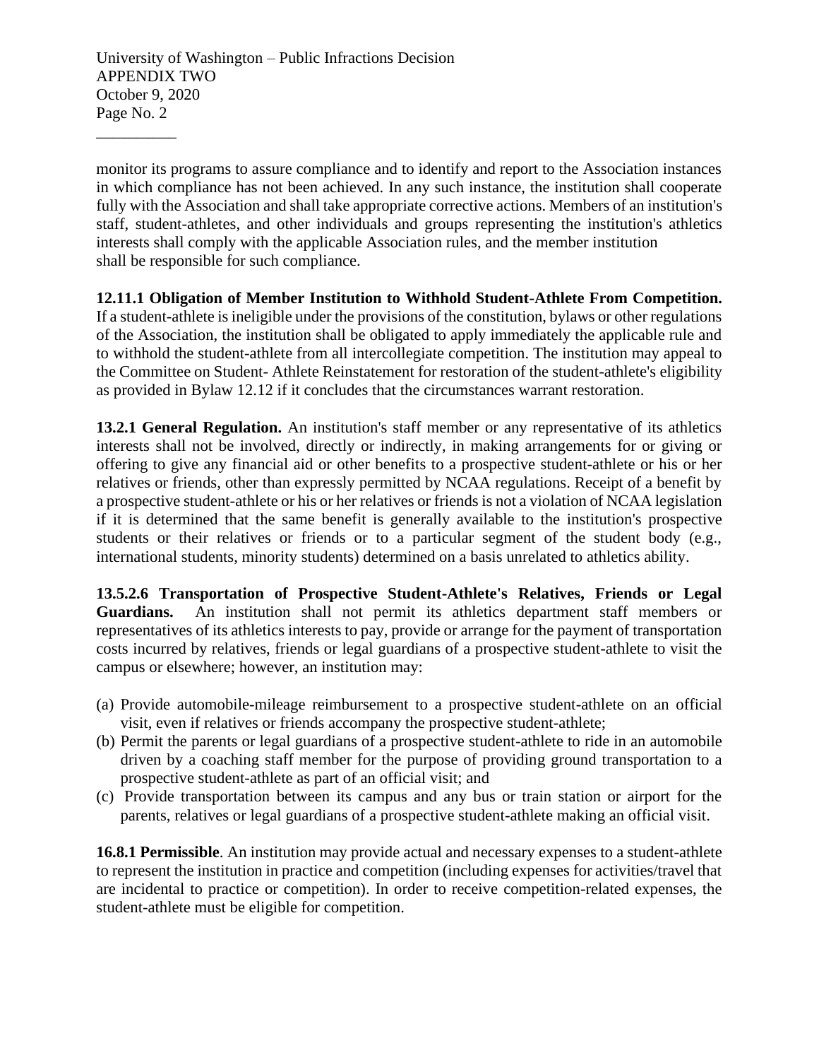monitor its programs to assure compliance and to identify and report to the Association instances in which compliance has not been achieved. In any such instance, the institution shall cooperate fully with the Association and shall take appropriate corrective actions. Members of an institution's staff, student-athletes, and other individuals and groups representing the institution's athletics interests shall comply with the applicable Association rules, and the member institution shall be responsible for such compliance.

**12.11.1 Obligation of Member Institution to Withhold Student-Athlete From Competition.** If a student-athlete is ineligible under the provisions of the constitution, bylaws or other regulations of the Association, the institution shall be obligated to apply immediately the applicable rule and to withhold the student-athlete from all intercollegiate competition. The institution may appeal to the Committee on Student- Athlete Reinstatement for restoration of the student-athlete's eligibility as provided in Bylaw 12.12 if it concludes that the circumstances warrant restoration.

**13.2.1 General Regulation.** An institution's staff member or any representative of its athletics interests shall not be involved, directly or indirectly, in making arrangements for or giving or offering to give any financial aid or other benefits to a prospective student-athlete or his or her relatives or friends, other than expressly permitted by NCAA regulations. Receipt of a benefit by a prospective student-athlete or his or her relatives or friends is not a violation of NCAA legislation if it is determined that the same benefit is generally available to the institution's prospective students or their relatives or friends or to a particular segment of the student body (e.g., international students, minority students) determined on a basis unrelated to athletics ability.

**13.5.2.6 Transportation of Prospective Student-Athlete's Relatives, Friends or Legal Guardians.** An institution shall not permit its athletics department staff members or representatives of its athletics interests to pay, provide or arrange for the payment of transportation costs incurred by relatives, friends or legal guardians of a prospective student-athlete to visit the campus or elsewhere; however, an institution may:

(a) Provide automobile-mileage reimbursement to a prospective student-athlete on an official visit, even if relatives or friends accompany the prospective student-athlete;
(b) Permit the parents or legal guardians of a prospective student-athlete to ride in an automobile driven by a coaching staff member for the purpose of providing ground transportation to a prospective student-athlete as part of an official visit; and
(c) Provide transportation between its campus and any bus or train station or airport for the parents, relatives or legal guardians of a prospective student-athlete making an official visit.

**16.8.1 Permissible**. An institution may provide actual and necessary expenses to a student-athlete to represent the institution in practice and competition (including expenses for activities/travel that are incidental to practice or competition). In order to receive competition-related expenses, the student-athlete must be eligible for competition.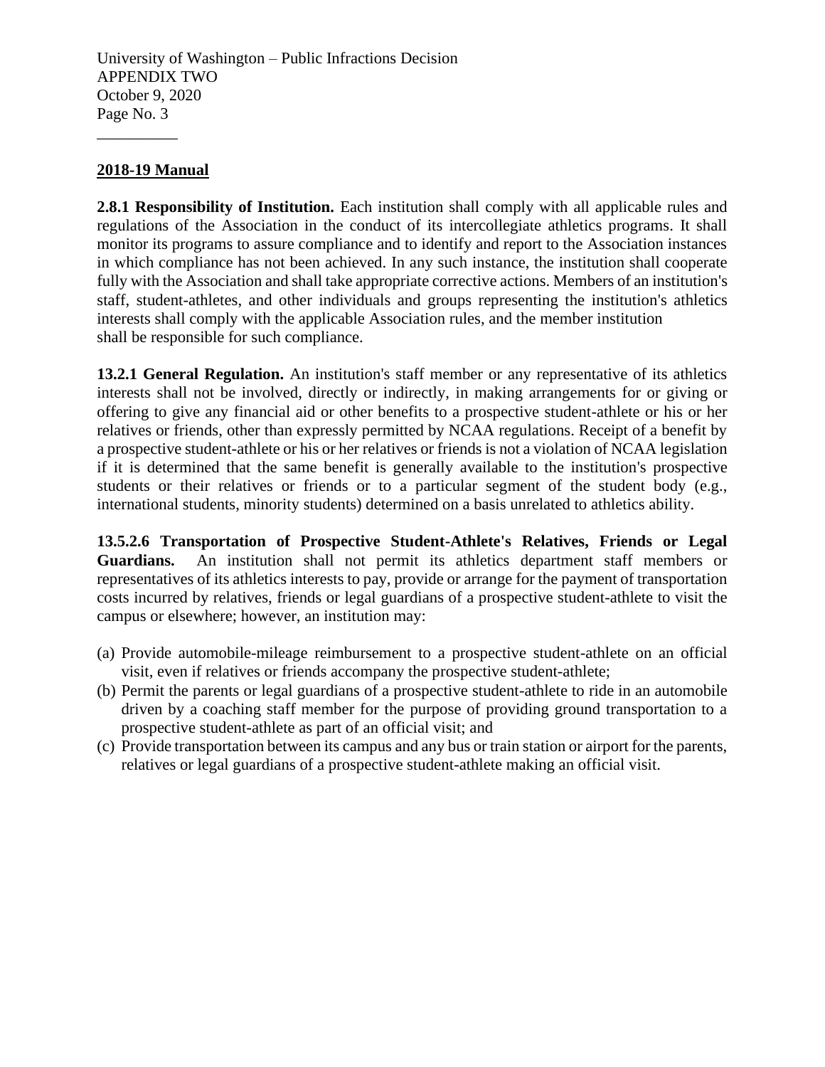## 2018-19 Manual

**2.8.1 Responsibility of Institution.** Each institution shall comply with all applicable rules and regulations of the Association in the conduct of its intercollegiate athletics programs. It shall monitor its programs to assure compliance and to identify and report to the Association instances in which compliance has not been achieved. In any such instance, the institution shall cooperate fully with the Association and shall take appropriate corrective actions. Members of an institution's staff, student-athletes, and other individuals and groups representing the institution's athletics interests shall comply with the applicable Association rules, and the member institution shall be responsible for such compliance.

**13.2.1 General Regulation.** An institution's staff member or any representative of its athletics interests shall not be involved, directly or indirectly, in making arrangements for or giving or offering to give any financial aid or other benefits to a prospective student-athlete or his or her relatives or friends, other than expressly permitted by NCAA regulations. Receipt of a benefit by a prospective student-athlete or his or her relatives or friends is not a violation of NCAA legislation if it is determined that the same benefit is generally available to the institution's prospective students or their relatives or friends or to a particular segment of the student body (e.g., international students, minority students) determined on a basis unrelated to athletics ability.

**13.5.2.6 Transportation of Prospective Student-Athlete's Relatives, Friends or Legal Guardians.** An institution shall not permit its athletics department staff members or representatives of its athletics interests to pay, provide or arrange for the payment of transportation costs incurred by relatives, friends or legal guardians of a prospective student-athlete to visit the campus or elsewhere; however, an institution may:

(a) Provide automobile-mileage reimbursement to a prospective student-athlete on an official visit, even if relatives or friends accompany the prospective student-athlete;
(b) Permit the parents or legal guardians of a prospective student-athlete to ride in an automobile driven by a coaching staff member for the purpose of providing ground transportation to a prospective student-athlete as part of an official visit; and
(c) Provide transportation between its campus and any bus or train station or airport for the parents, relatives or legal guardians of a prospective student-athlete making an official visit.